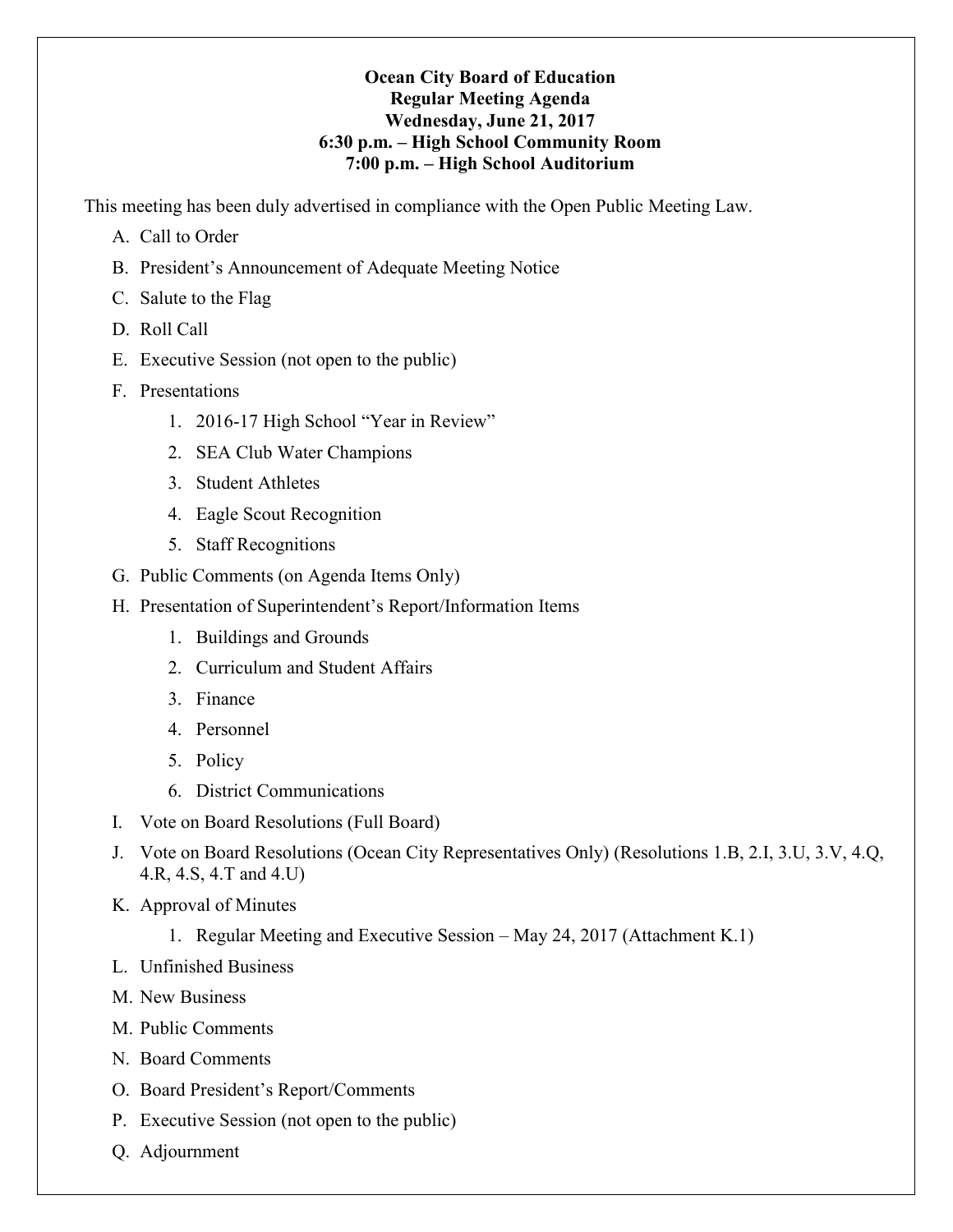**Ocean City Board of Education**
**Regular Meeting Agenda**
**Wednesday, June 21, 2017**
**6:30 p.m. – High School Community Room**
**7:00 p.m. – High School Auditorium**

This meeting has been duly advertised in compliance with the Open Public Meeting Law.

A. Call to Order

B. President's Announcement of Adequate Meeting Notice

C. Salute to the Flag

D. Roll Call

E. Executive Session (not open to the public)

F. Presentations

  1. 2016-17 High School "Year in Review"
  2. SEA Club Water Champions
  3. Student Athletes
  4. Eagle Scout Recognition
  5. Staff Recognitions

G. Public Comments (on Agenda Items Only)

H. Presentation of Superintendent's Report/Information Items

  1. Buildings and Grounds
  2. Curriculum and Student Affairs
  3. Finance
  4. Personnel
  5. Policy
  6. District Communications

I. Vote on Board Resolutions (Full Board)

J. Vote on Board Resolutions (Ocean City Representatives Only) (Resolutions 1.B, 2.I, 3.U, 3.V, 4.Q, 4.R, 4.S, 4.T and 4.U)

K. Approval of Minutes

  1. Regular Meeting and Executive Session – May 24, 2017 (Attachment K.1)

L. Unfinished Business

M. New Business

M. Public Comments

N. Board Comments

O. Board President's Report/Comments

P. Executive Session (not open to the public)

Q. Adjournment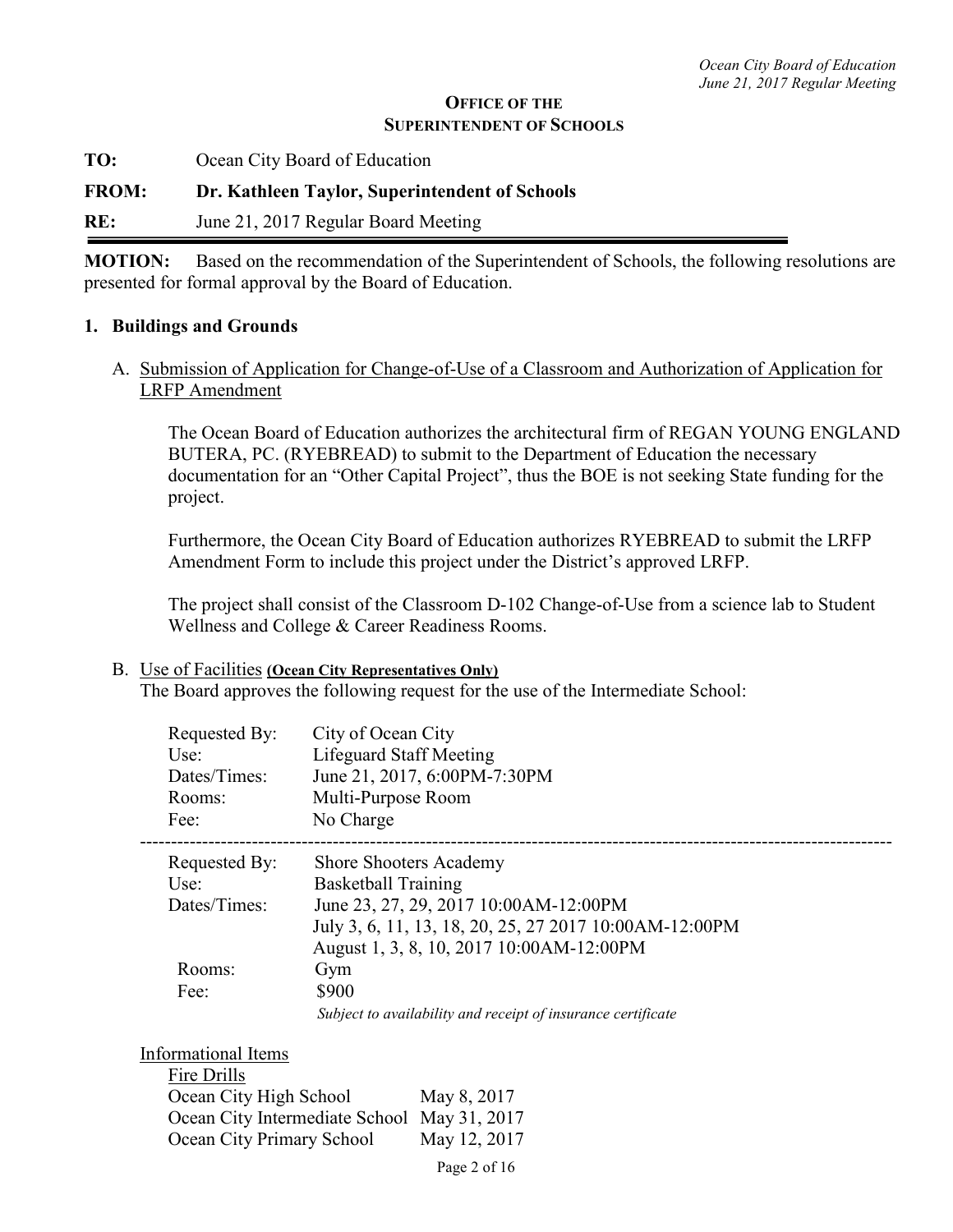**OFFICE OF THE**
**SUPERINTENDENT OF SCHOOLS**

**TO:** Ocean City Board of Education

**FROM: Dr. Kathleen Taylor, Superintendent of Schools**

**RE:** June 21, 2017 Regular Board Meeting

---

**MOTION:** Based on the recommendation of the Superintendent of Schools, the following resolutions are presented for formal approval by the Board of Education.

## 1. Buildings and Grounds

A. Submission of Application for Change-of-Use of a Classroom and Authorization of Application for LRFP Amendment

The Ocean Board of Education authorizes the architectural firm of REGAN YOUNG ENGLAND BUTERA, PC. (RYEBREAD) to submit to the Department of Education the necessary documentation for an "Other Capital Project", thus the BOE is not seeking State funding for the project.

Furthermore, the Ocean City Board of Education authorizes RYEBREAD to submit the LRFP Amendment Form to include this project under the District's approved LRFP.

The project shall consist of the Classroom D-102 Change-of-Use from a science lab to Student Wellness and College & Career Readiness Rooms.

B. Use of Facilities **(Ocean City Representatives Only)**

The Board approves the following request for the use of the Intermediate School:

| | |
|---|---|
| Requested By: | City of Ocean City |
| Use: | Lifeguard Staff Meeting |
| Dates/Times: | June 21, 2017, 6:00PM-7:30PM |
| Rooms: | Multi-Purpose Room |
| Fee: | No Charge |

---

| | |
|---|---|
| Requested By: | Shore Shooters Academy |
| Use: | Basketball Training |
| Dates/Times: | June 23, 27, 29, 2017 10:00AM-12:00PM<br>July 3, 6, 11, 13, 18, 20, 25, 27 2017 10:00AM-12:00PM<br>August 1, 3, 8, 10, 2017 10:00AM-12:00PM |
| Rooms: | Gym |
| Fee: | $900<br>*Subject to availability and receipt of insurance certificate* |

Informational Items

Fire Drills

| | |
|---|---|
| Ocean City High School | May 8, 2017 |
| Ocean City Intermediate School | May 31, 2017 |
| Ocean City Primary School | May 12, 2017 |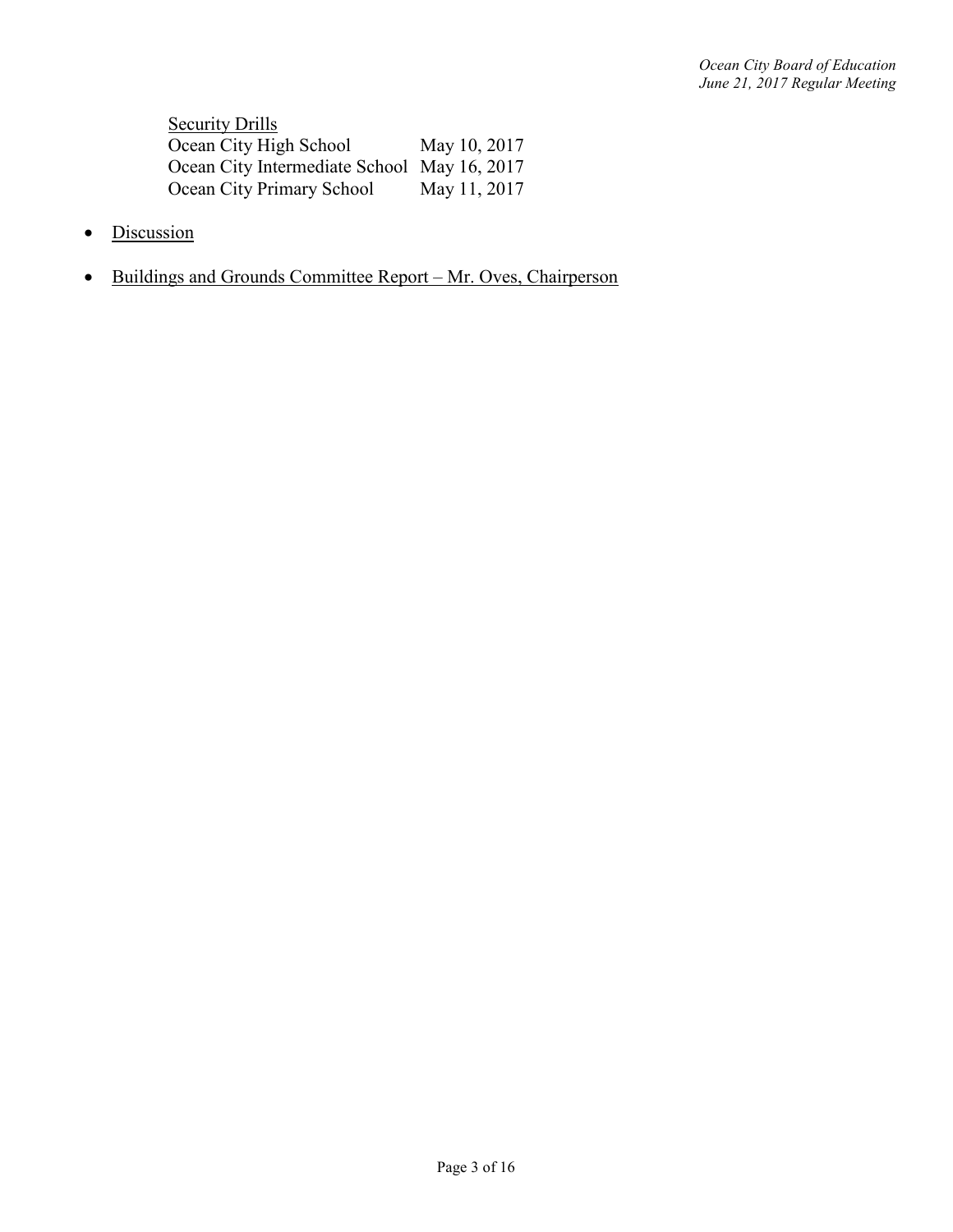<u>Security Drills</u>

| | |
|---|---|
| Ocean City High School | May 10, 2017 |
| Ocean City Intermediate School | May 16, 2017 |
| Ocean City Primary School | May 11, 2017 |

- <u>Discussion</u>

- <u>Buildings and Grounds Committee Report – Mr. Oves, Chairperson</u>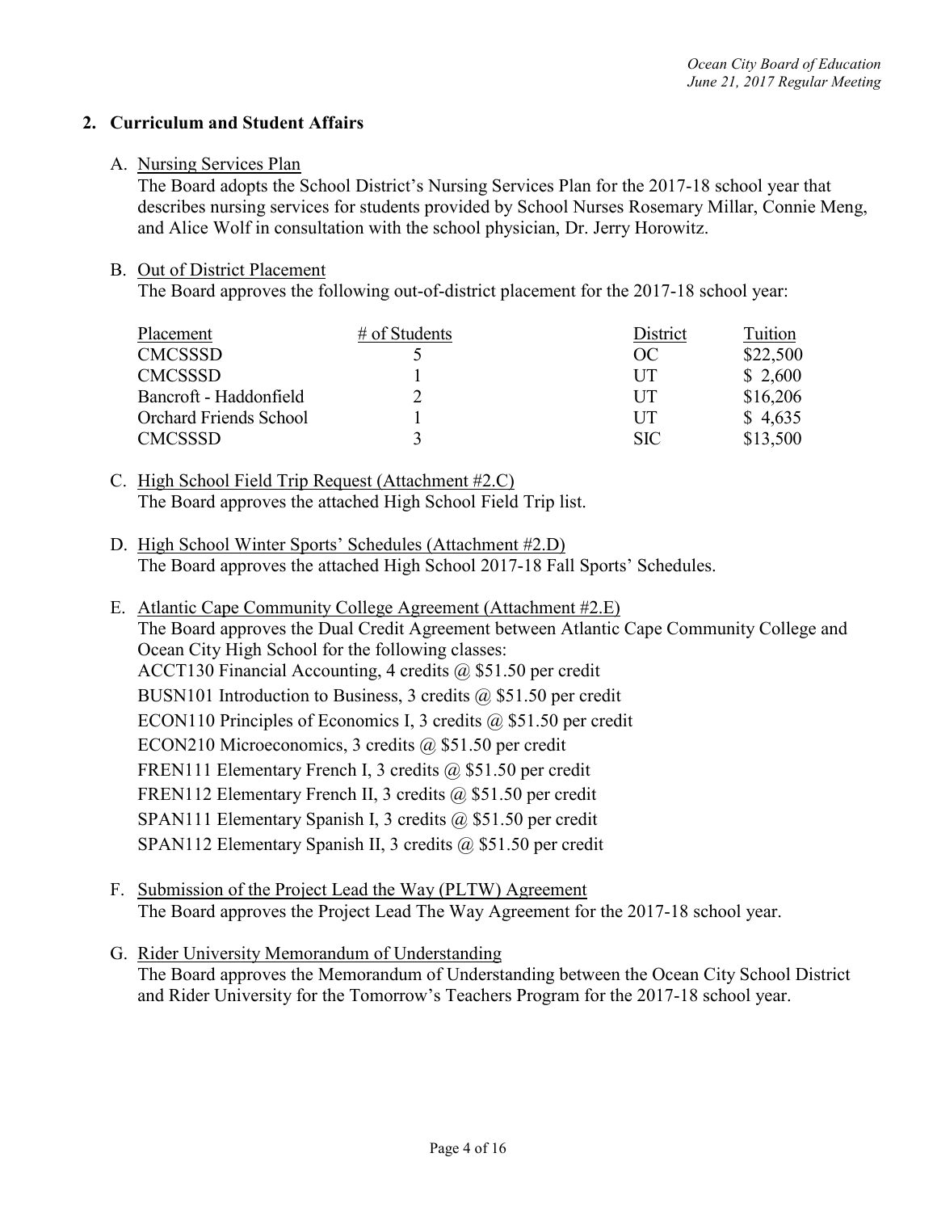## 2. Curriculum and Student Affairs

A. Nursing Services Plan

The Board adopts the School District's Nursing Services Plan for the 2017-18 school year that describes nursing services for students provided by School Nurses Rosemary Millar, Connie Meng, and Alice Wolf in consultation with the school physician, Dr. Jerry Horowitz.

B. Out of District Placement

The Board approves the following out-of-district placement for the 2017-18 school year:

| Placement | # of Students | District | Tuition |
|---|---|---|---|
| CMCSSSD | 5 | OC | $22,500 |
| CMCSSSD | 1 | UT | $ 2,600 |
| Bancroft - Haddonfield | 2 | UT | $16,206 |
| Orchard Friends School | 1 | UT | $ 4,635 |
| CMCSSSD | 3 | SIC | $13,500 |

C. High School Field Trip Request (Attachment #2.C)

The Board approves the attached High School Field Trip list.

D. High School Winter Sports' Schedules (Attachment #2.D)

The Board approves the attached High School 2017-18 Fall Sports' Schedules.

E. Atlantic Cape Community College Agreement (Attachment #2.E)

The Board approves the Dual Credit Agreement between Atlantic Cape Community College and Ocean City High School for the following classes:

ACCT130 Financial Accounting, 4 credits @ $51.50 per credit

BUSN101 Introduction to Business, 3 credits @ $51.50 per credit

ECON110 Principles of Economics I, 3 credits @ $51.50 per credit

ECON210 Microeconomics, 3 credits @ $51.50 per credit

FREN111 Elementary French I, 3 credits @ $51.50 per credit

FREN112 Elementary French II, 3 credits @ $51.50 per credit

SPAN111 Elementary Spanish I, 3 credits @ $51.50 per credit

SPAN112 Elementary Spanish II, 3 credits @ $51.50 per credit

F. Submission of the Project Lead the Way (PLTW) Agreement

The Board approves the Project Lead The Way Agreement for the 2017-18 school year.

G. Rider University Memorandum of Understanding

The Board approves the Memorandum of Understanding between the Ocean City School District and Rider University for the Tomorrow's Teachers Program for the 2017-18 school year.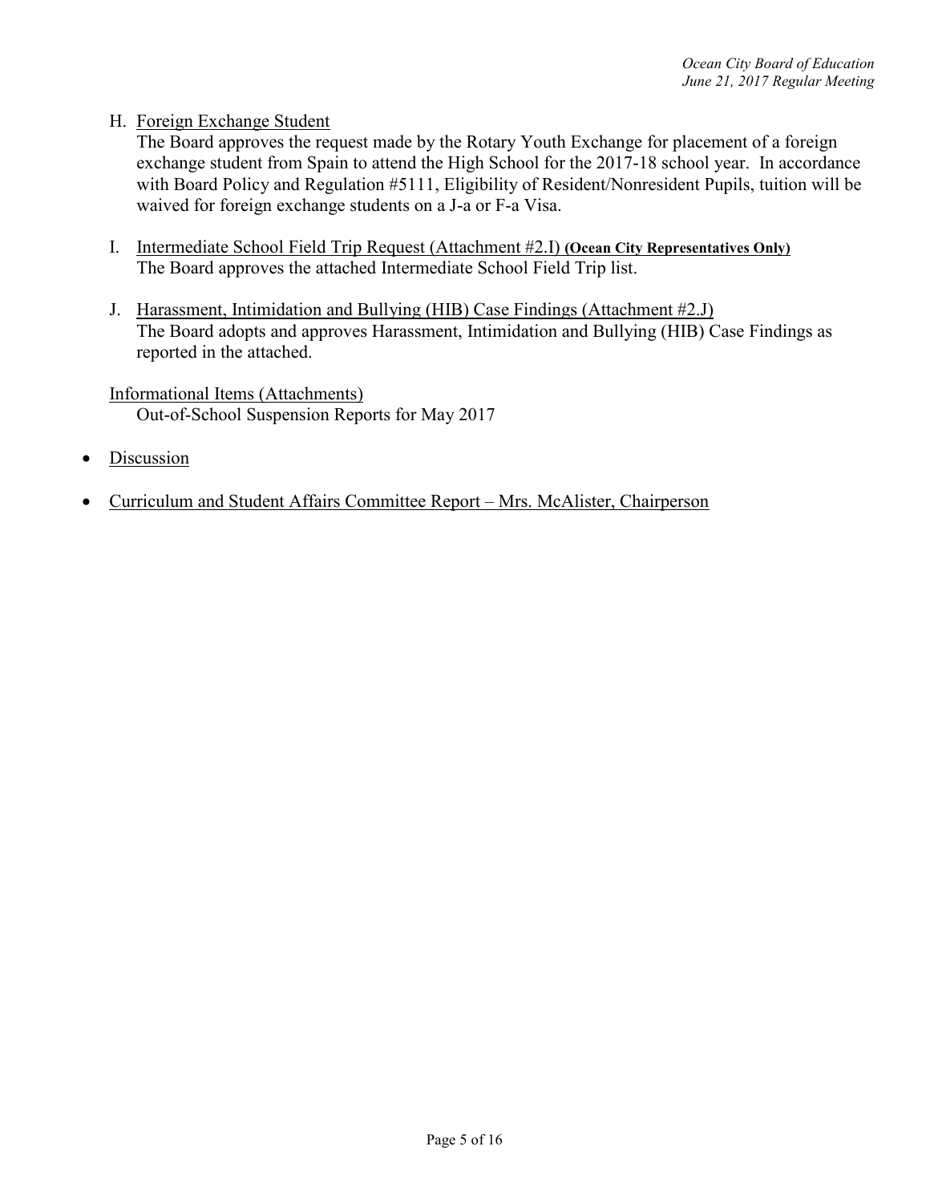H. <u>Foreign Exchange Student</u>
   The Board approves the request made by the Rotary Youth Exchange for placement of a foreign exchange student from Spain to attend the High School for the 2017-18 school year. In accordance with Board Policy and Regulation #5111, Eligibility of Resident/Nonresident Pupils, tuition will be waived for foreign exchange students on a J-a or F-a Visa.

I. <u>Intermediate School Field Trip Request (Attachment #2.I)</u> **(Ocean City Representatives Only)**
   The Board approves the attached Intermediate School Field Trip list.

J. <u>Harassment, Intimidation and Bullying (HIB) Case Findings (Attachment #2.J)</u>
   The Board adopts and approves Harassment, Intimidation and Bullying (HIB) Case Findings as reported in the attached.

<u>Informational Items (Attachments)</u>
   Out-of-School Suspension Reports for May 2017

- <u>Discussion</u>

- <u>Curriculum and Student Affairs Committee Report – Mrs. McAlister, Chairperson</u>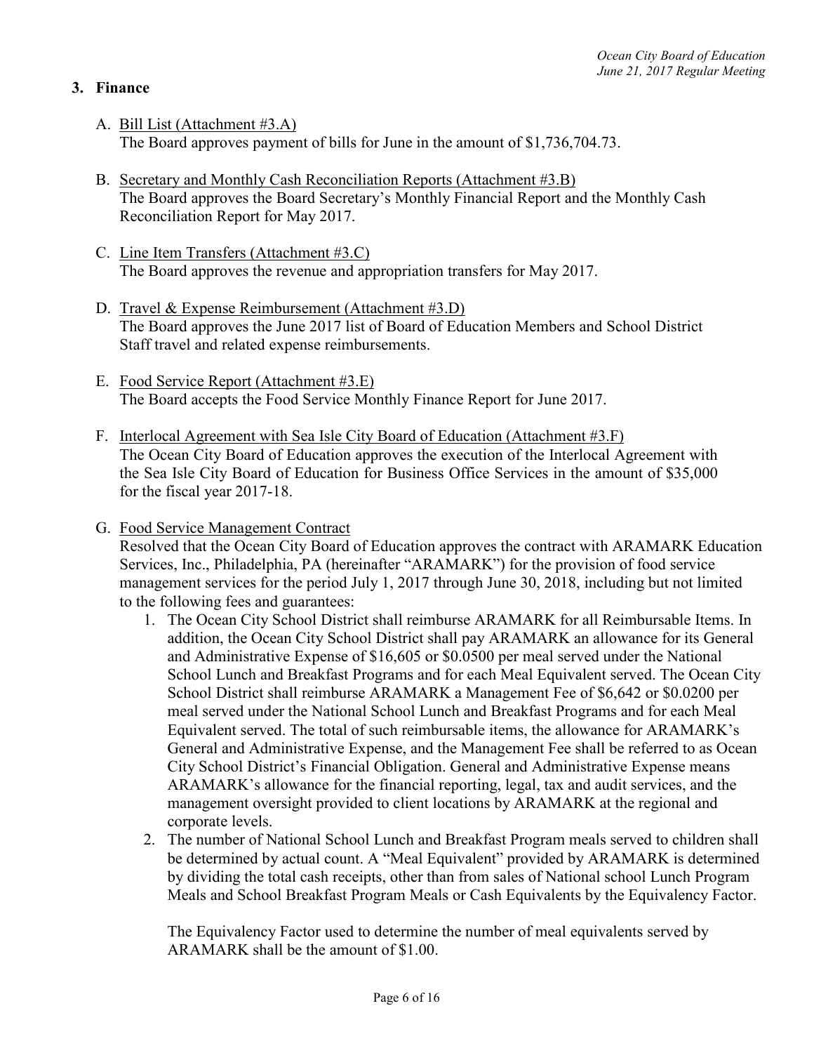## 3. Finance

A. <u>Bill List (Attachment #3.A)</u>
The Board approves payment of bills for June in the amount of $1,736,704.73.

B. <u>Secretary and Monthly Cash Reconciliation Reports (Attachment #3.B)</u>
The Board approves the Board Secretary's Monthly Financial Report and the Monthly Cash Reconciliation Report for May 2017.

C. <u>Line Item Transfers (Attachment #3.C)</u>
The Board approves the revenue and appropriation transfers for May 2017.

D. <u>Travel & Expense Reimbursement (Attachment #3.D)</u>
The Board approves the June 2017 list of Board of Education Members and School District Staff travel and related expense reimbursements.

E. <u>Food Service Report (Attachment #3.E)</u>
The Board accepts the Food Service Monthly Finance Report for June 2017.

F. <u>Interlocal Agreement with Sea Isle City Board of Education (Attachment #3.F)</u>
The Ocean City Board of Education approves the execution of the Interlocal Agreement with the Sea Isle City Board of Education for Business Office Services in the amount of $35,000 for the fiscal year 2017-18.

G. <u>Food Service Management Contract</u>
Resolved that the Ocean City Board of Education approves the contract with ARAMARK Education Services, Inc., Philadelphia, PA (hereinafter "ARAMARK") for the provision of food service management services for the period July 1, 2017 through June 30, 2018, including but not limited to the following fees and guarantees:

1. The Ocean City School District shall reimburse ARAMARK for all Reimbursable Items. In addition, the Ocean City School District shall pay ARAMARK an allowance for its General and Administrative Expense of $16,605 or $0.0500 per meal served under the National School Lunch and Breakfast Programs and for each Meal Equivalent served. The Ocean City School District shall reimburse ARAMARK a Management Fee of $6,642 or $0.0200 per meal served under the National School Lunch and Breakfast Programs and for each Meal Equivalent served. The total of such reimbursable items, the allowance for ARAMARK's General and Administrative Expense, and the Management Fee shall be referred to as Ocean City School District's Financial Obligation. General and Administrative Expense means ARAMARK's allowance for the financial reporting, legal, tax and audit services, and the management oversight provided to client locations by ARAMARK at the regional and corporate levels.
2. The number of National School Lunch and Breakfast Program meals served to children shall be determined by actual count. A "Meal Equivalent" provided by ARAMARK is determined by dividing the total cash receipts, other than from sales of National school Lunch Program Meals and School Breakfast Program Meals or Cash Equivalents by the Equivalency Factor.

   The Equivalency Factor used to determine the number of meal equivalents served by ARAMARK shall be the amount of $1.00.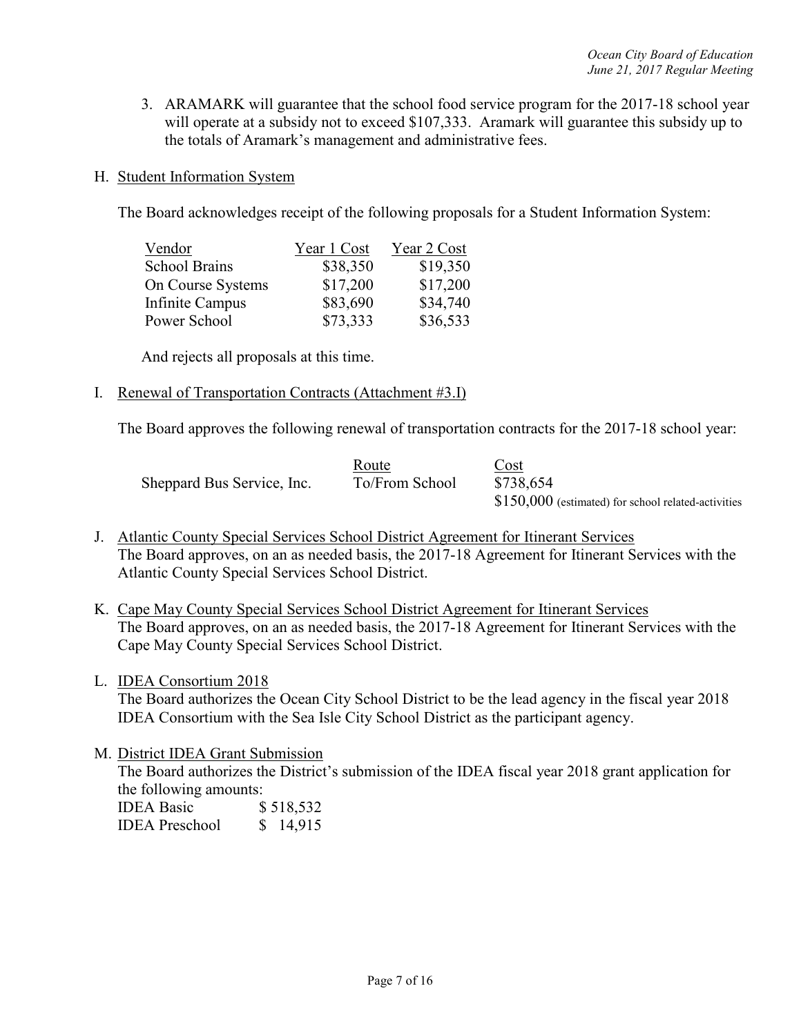3. ARAMARK will guarantee that the school food service program for the 2017-18 school year will operate at a subsidy not to exceed $107,333. Aramark will guarantee this subsidy up to the totals of Aramark's management and administrative fees.

H. Student Information System

The Board acknowledges receipt of the following proposals for a Student Information System:

| Vendor | Year 1 Cost | Year 2 Cost |
|---|---|---|
| School Brains | $38,350 | $19,350 |
| On Course Systems | $17,200 | $17,200 |
| Infinite Campus | $83,690 | $34,740 |
| Power School | $73,333 | $36,533 |

And rejects all proposals at this time.

I. Renewal of Transportation Contracts (Attachment #3.I)

The Board approves the following renewal of transportation contracts for the 2017-18 school year:

| | Route | Cost |
|---|---|---|
| Sheppard Bus Service, Inc. | To/From School | $738,654 |
| | | $150,000 (estimated) for school related-activities |

J. Atlantic County Special Services School District Agreement for Itinerant Services
The Board approves, on an as needed basis, the 2017-18 Agreement for Itinerant Services with the Atlantic County Special Services School District.

K. Cape May County Special Services School District Agreement for Itinerant Services
The Board approves, on an as needed basis, the 2017-18 Agreement for Itinerant Services with the Cape May County Special Services School District.

L. IDEA Consortium 2018
The Board authorizes the Ocean City School District to be the lead agency in the fiscal year 2018 IDEA Consortium with the Sea Isle City School District as the participant agency.

M. District IDEA Grant Submission
The Board authorizes the District's submission of the IDEA fiscal year 2018 grant application for the following amounts:

| | |
|---|---|
| IDEA Basic | $ 518,532 |
| IDEA Preschool | $ 14,915 |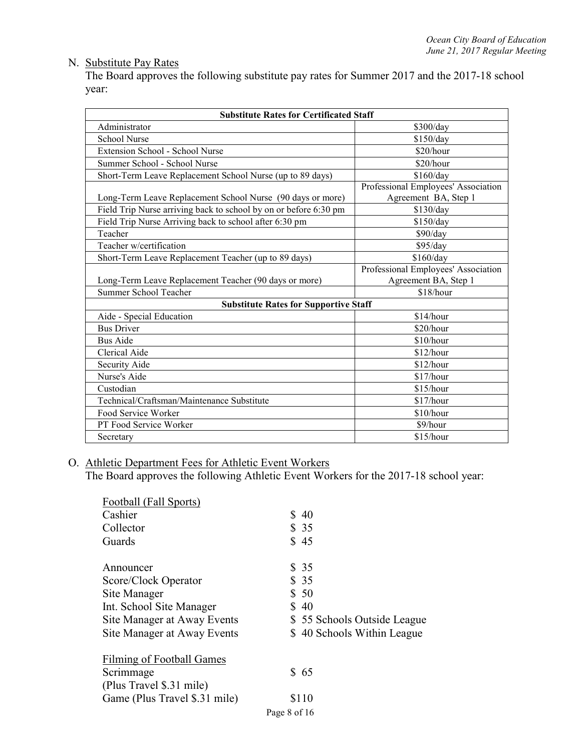N. Substitute Pay Rates

The Board approves the following substitute pay rates for Summer 2017 and the 2017-18 school year:

| Substitute Rates for Certificated Staff | |
|---|---|
| Administrator | $300/day |
| School Nurse | $150/day |
| Extension School - School Nurse | $20/hour |
| Summer School - School Nurse | $20/hour |
| Short-Term Leave Replacement School Nurse (up to 89 days) | $160/day |
| Long-Term Leave Replacement School Nurse (90 days or more) | Professional Employees' Association Agreement BA, Step 1 |
| Field Trip Nurse arriving back to school by on or before 6:30 pm | $130/day |
| Field Trip Nurse Arriving back to school after 6:30 pm | $150/day |
| Teacher | $90/day |
| Teacher w/certification | $95/day |
| Short-Term Leave Replacement Teacher (up to 89 days) | $160/day |
| Long-Term Leave Replacement Teacher (90 days or more) | Professional Employees' Association Agreement BA, Step 1 |
| Summer School Teacher | $18/hour |
| **Substitute Rates for Supportive Staff** | |
| Aide - Special Education | $14/hour |
| Bus Driver | $20/hour |
| Bus Aide | $10/hour |
| Clerical Aide | $12/hour |
| Security Aide | $12/hour |
| Nurse's Aide | $17/hour |
| Custodian | $15/hour |
| Technical/Craftsman/Maintenance Substitute | $17/hour |
| Food Service Worker | $10/hour |
| PT Food Service Worker | $9/hour |
| Secretary | $15/hour |

O. Athletic Department Fees for Athletic Event Workers

The Board approves the following Athletic Event Workers for the 2017-18 school year:

Football (Fall Sports)

| | |
|---|---|
| Cashier | $ 40 |
| Collector | $ 35 |
| Guards | $ 45 |
| | |
| Announcer | $ 35 |
| Score/Clock Operator | $ 35 |
| Site Manager | $ 50 |
| Int. School Site Manager | $ 40 |
| Site Manager at Away Events | $ 55 Schools Outside League |
| Site Manager at Away Events | $ 40 Schools Within League |

Filming of Football Games

| | |
|---|---|
| Scrimmage (Plus Travel $.31 mile) | $ 65 |
| Game (Plus Travel $.31 mile) | $110 |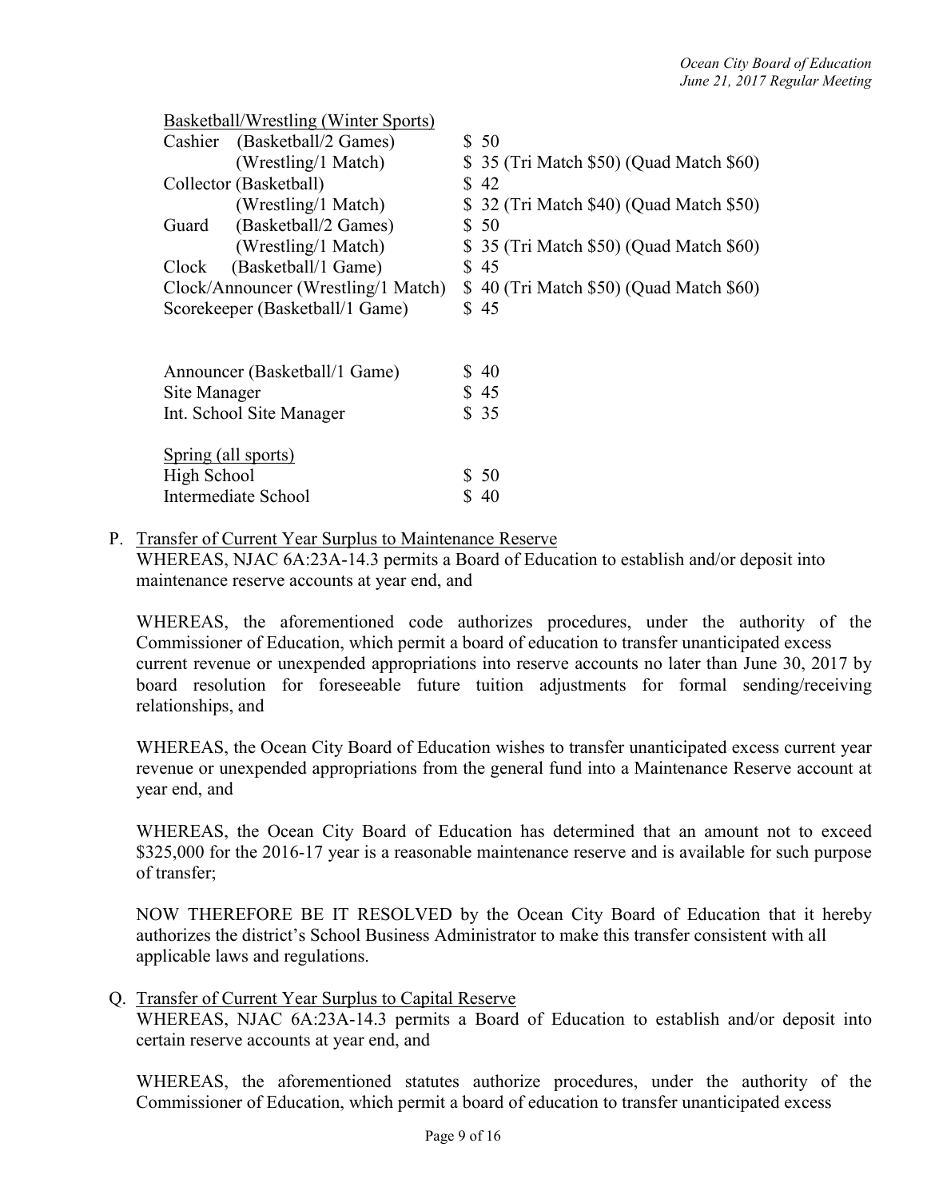<u>Basketball/Wrestling (Winter Sports)</u>

| | |
|---|---|
| Cashier (Basketball/2 Games) | $ 50 |
| (Wrestling/1 Match) | $ 35 (Tri Match $50) (Quad Match $60) |
| Collector (Basketball) | $ 42 |
| (Wrestling/1 Match) | $ 32 (Tri Match $40) (Quad Match $50) |
| Guard (Basketball/2 Games) | $ 50 |
| (Wrestling/1 Match) | $ 35 (Tri Match $50) (Quad Match $60) |
| Clock (Basketball/1 Game) | $ 45 |
| Clock/Announcer (Wrestling/1 Match) | $ 40 (Tri Match $50) (Quad Match $60) |
| Scorekeeper (Basketball/1 Game) | $ 45 |
| Announcer (Basketball/1 Game) | $ 40 |
| Site Manager | $ 45 |
| Int. School Site Manager | $ 35 |

<u>Spring (all sports)</u>

| | |
|---|---|
| High School | $ 50 |
| Intermediate School | $ 40 |

P. <u>Transfer of Current Year Surplus to Maintenance Reserve</u>
WHEREAS, NJAC 6A:23A-14.3 permits a Board of Education to establish and/or deposit into maintenance reserve accounts at year end, and

WHEREAS, the aforementioned code authorizes procedures, under the authority of the Commissioner of Education, which permit a board of education to transfer unanticipated excess current revenue or unexpended appropriations into reserve accounts no later than June 30, 2017 by board resolution for foreseeable future tuition adjustments for formal sending/receiving relationships, and

WHEREAS, the Ocean City Board of Education wishes to transfer unanticipated excess current year revenue or unexpended appropriations from the general fund into a Maintenance Reserve account at year end, and

WHEREAS, the Ocean City Board of Education has determined that an amount not to exceed $325,000 for the 2016-17 year is a reasonable maintenance reserve and is available for such purpose of transfer;

NOW THEREFORE BE IT RESOLVED by the Ocean City Board of Education that it hereby authorizes the district's School Business Administrator to make this transfer consistent with all applicable laws and regulations.

Q. <u>Transfer of Current Year Surplus to Capital Reserve</u>
WHEREAS, NJAC 6A:23A-14.3 permits a Board of Education to establish and/or deposit into certain reserve accounts at year end, and

WHEREAS, the aforementioned statutes authorize procedures, under the authority of the Commissioner of Education, which permit a board of education to transfer unanticipated excess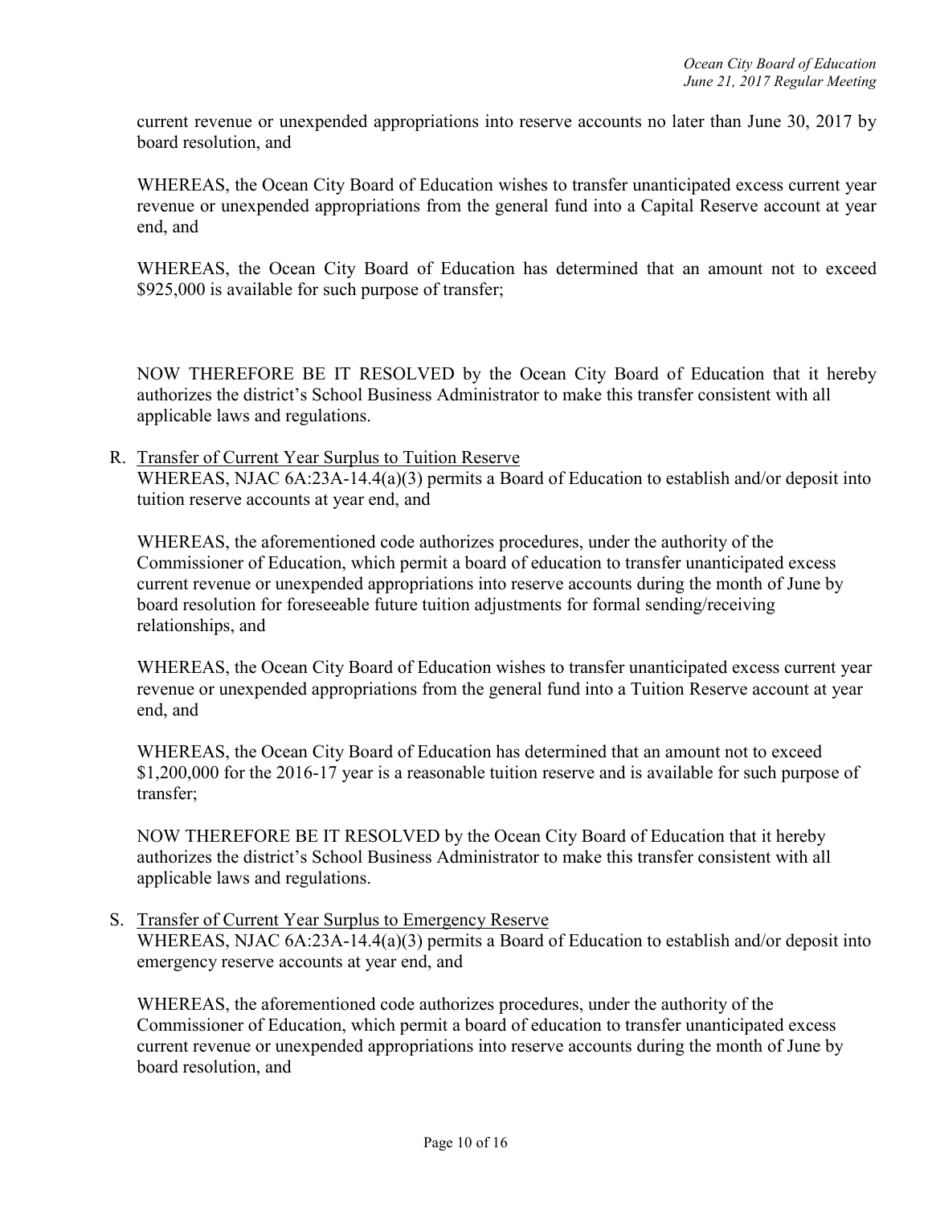current revenue or unexpended appropriations into reserve accounts no later than June 30, 2017 by board resolution, and

WHEREAS, the Ocean City Board of Education wishes to transfer unanticipated excess current year revenue or unexpended appropriations from the general fund into a Capital Reserve account at year end, and

WHEREAS, the Ocean City Board of Education has determined that an amount not to exceed $925,000 is available for such purpose of transfer;

NOW THEREFORE BE IT RESOLVED by the Ocean City Board of Education that it hereby authorizes the district's School Business Administrator to make this transfer consistent with all applicable laws and regulations.

R. Transfer of Current Year Surplus to Tuition Reserve

WHEREAS, NJAC 6A:23A-14.4(a)(3) permits a Board of Education to establish and/or deposit into tuition reserve accounts at year end, and

WHEREAS, the aforementioned code authorizes procedures, under the authority of the Commissioner of Education, which permit a board of education to transfer unanticipated excess current revenue or unexpended appropriations into reserve accounts during the month of June by board resolution for foreseeable future tuition adjustments for formal sending/receiving relationships, and

WHEREAS, the Ocean City Board of Education wishes to transfer unanticipated excess current year revenue or unexpended appropriations from the general fund into a Tuition Reserve account at year end, and

WHEREAS, the Ocean City Board of Education has determined that an amount not to exceed $1,200,000 for the 2016-17 year is a reasonable tuition reserve and is available for such purpose of transfer;

NOW THEREFORE BE IT RESOLVED by the Ocean City Board of Education that it hereby authorizes the district's School Business Administrator to make this transfer consistent with all applicable laws and regulations.

S. Transfer of Current Year Surplus to Emergency Reserve

WHEREAS, NJAC 6A:23A-14.4(a)(3) permits a Board of Education to establish and/or deposit into emergency reserve accounts at year end, and

WHEREAS, the aforementioned code authorizes procedures, under the authority of the Commissioner of Education, which permit a board of education to transfer unanticipated excess current revenue or unexpended appropriations into reserve accounts during the month of June by board resolution, and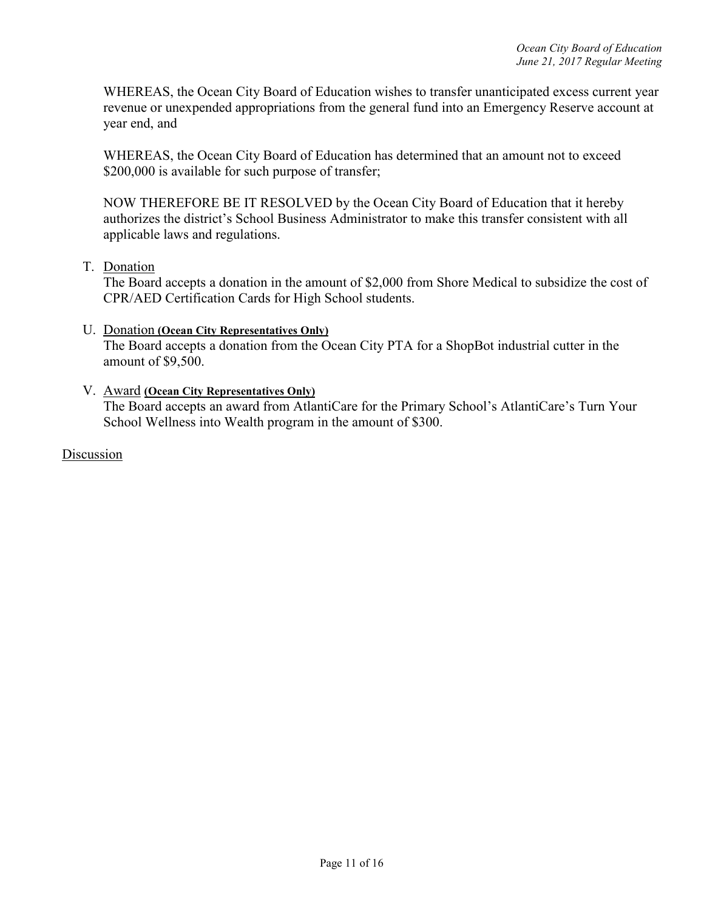WHEREAS, the Ocean City Board of Education wishes to transfer unanticipated excess current year revenue or unexpended appropriations from the general fund into an Emergency Reserve account at year end, and

WHEREAS, the Ocean City Board of Education has determined that an amount not to exceed $200,000 is available for such purpose of transfer;

NOW THEREFORE BE IT RESOLVED by the Ocean City Board of Education that it hereby authorizes the district's School Business Administrator to make this transfer consistent with all applicable laws and regulations.

T. Donation
The Board accepts a donation in the amount of $2,000 from Shore Medical to subsidize the cost of CPR/AED Certification Cards for High School students.

U. Donation **(Ocean City Representatives Only)**
The Board accepts a donation from the Ocean City PTA for a ShopBot industrial cutter in the amount of $9,500.

V. Award **(Ocean City Representatives Only)**
The Board accepts an award from AtlantiCare for the Primary School's AtlantiCare's Turn Your School Wellness into Wealth program in the amount of $300.

Discussion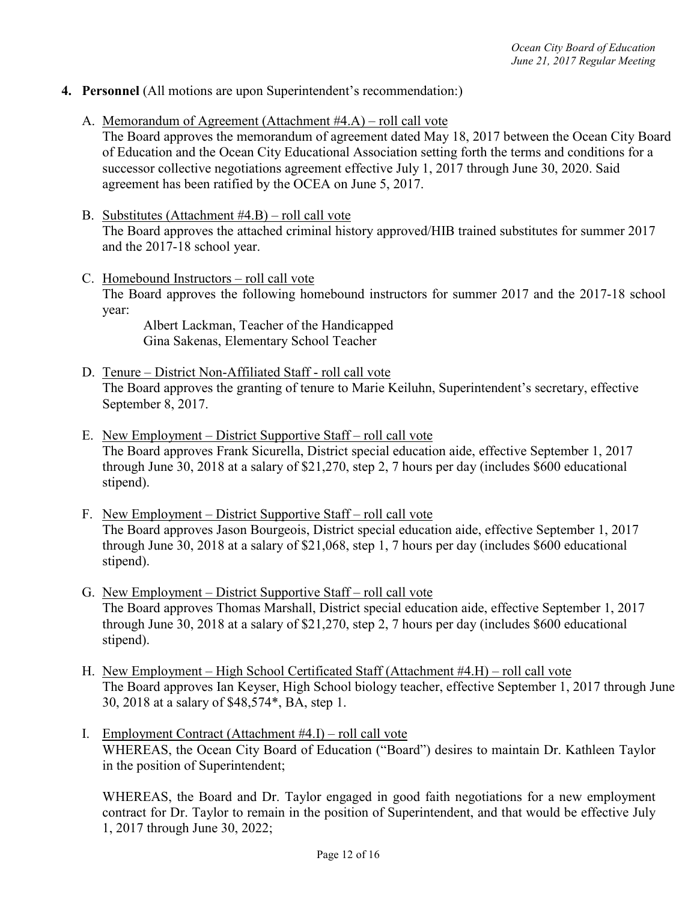4. **Personnel** (All motions are upon Superintendent's recommendation:)

   A. Memorandum of Agreement (Attachment #4.A) – roll call vote
   The Board approves the memorandum of agreement dated May 18, 2017 between the Ocean City Board of Education and the Ocean City Educational Association setting forth the terms and conditions for a successor collective negotiations agreement effective July 1, 2017 through June 30, 2020. Said agreement has been ratified by the OCEA on June 5, 2017.

   B. Substitutes (Attachment #4.B) – roll call vote
   The Board approves the attached criminal history approved/HIB trained substitutes for summer 2017 and the 2017-18 school year.

   C. Homebound Instructors – roll call vote
   The Board approves the following homebound instructors for summer 2017 and the 2017-18 school year:

      Albert Lackman, Teacher of the Handicapped
      Gina Sakenas, Elementary School Teacher

   D. Tenure – District Non-Affiliated Staff - roll call vote
   The Board approves the granting of tenure to Marie Keiluhn, Superintendent's secretary, effective September 8, 2017.

   E. New Employment – District Supportive Staff – roll call vote
   The Board approves Frank Sicurella, District special education aide, effective September 1, 2017 through June 30, 2018 at a salary of $21,270, step 2, 7 hours per day (includes $600 educational stipend).

   F. New Employment – District Supportive Staff – roll call vote
   The Board approves Jason Bourgeois, District special education aide, effective September 1, 2017 through June 30, 2018 at a salary of $21,068, step 1, 7 hours per day (includes $600 educational stipend).

   G. New Employment – District Supportive Staff – roll call vote
   The Board approves Thomas Marshall, District special education aide, effective September 1, 2017 through June 30, 2018 at a salary of $21,270, step 2, 7 hours per day (includes $600 educational stipend).

   H. New Employment – High School Certificated Staff (Attachment #4.H) – roll call vote
   The Board approves Ian Keyser, High School biology teacher, effective September 1, 2017 through June 30, 2018 at a salary of $48,574*, BA, step 1.

   I. Employment Contract (Attachment #4.I) – roll call vote
   WHEREAS, the Ocean City Board of Education ("Board") desires to maintain Dr. Kathleen Taylor in the position of Superintendent;

   WHEREAS, the Board and Dr. Taylor engaged in good faith negotiations for a new employment contract for Dr. Taylor to remain in the position of Superintendent, and that would be effective July 1, 2017 through June 30, 2022;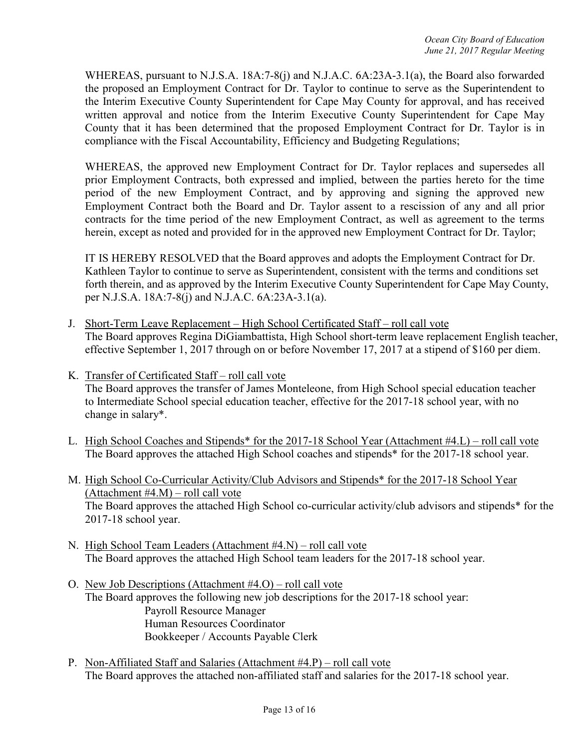WHEREAS, pursuant to N.J.S.A. 18A:7-8(j) and N.J.A.C. 6A:23A-3.1(a), the Board also forwarded the proposed an Employment Contract for Dr. Taylor to continue to serve as the Superintendent to the Interim Executive County Superintendent for Cape May County for approval, and has received written approval and notice from the Interim Executive County Superintendent for Cape May County that it has been determined that the proposed Employment Contract for Dr. Taylor is in compliance with the Fiscal Accountability, Efficiency and Budgeting Regulations;

WHEREAS, the approved new Employment Contract for Dr. Taylor replaces and supersedes all prior Employment Contracts, both expressed and implied, between the parties hereto for the time period of the new Employment Contract, and by approving and signing the approved new Employment Contract both the Board and Dr. Taylor assent to a rescission of any and all prior contracts for the time period of the new Employment Contract, as well as agreement to the terms herein, except as noted and provided for in the approved new Employment Contract for Dr. Taylor;

IT IS HEREBY RESOLVED that the Board approves and adopts the Employment Contract for Dr. Kathleen Taylor to continue to serve as Superintendent, consistent with the terms and conditions set forth therein, and as approved by the Interim Executive County Superintendent for Cape May County, per N.J.S.A. 18A:7-8(j) and N.J.A.C. 6A:23A-3.1(a).

J. <u>Short-Term Leave Replacement – High School Certificated Staff – roll call vote</u>
The Board approves Regina DiGiambattista, High School short-term leave replacement English teacher, effective September 1, 2017 through on or before November 17, 2017 at a stipend of $160 per diem.

K. <u>Transfer of Certificated Staff – roll call vote</u>
The Board approves the transfer of James Monteleone, from High School special education teacher to Intermediate School special education teacher, effective for the 2017-18 school year, with no change in salary*.

L. <u>High School Coaches and Stipends* for the 2017-18 School Year (Attachment #4.L) – roll call vote</u>
The Board approves the attached High School coaches and stipends* for the 2017-18 school year.

M. <u>High School Co-Curricular Activity/Club Advisors and Stipends* for the 2017-18 School Year (Attachment #4.M) – roll call vote</u>
The Board approves the attached High School co-curricular activity/club advisors and stipends* for the 2017-18 school year.

N. <u>High School Team Leaders (Attachment #4.N) – roll call vote</u>
The Board approves the attached High School team leaders for the 2017-18 school year.

O. <u>New Job Descriptions (Attachment #4.O) – roll call vote</u>
The Board approves the following new job descriptions for the 2017-18 school year:
   Payroll Resource Manager
   Human Resources Coordinator
   Bookkeeper / Accounts Payable Clerk

P. <u>Non-Affiliated Staff and Salaries (Attachment #4.P) – roll call vote</u>
The Board approves the attached non-affiliated staff and salaries for the 2017-18 school year.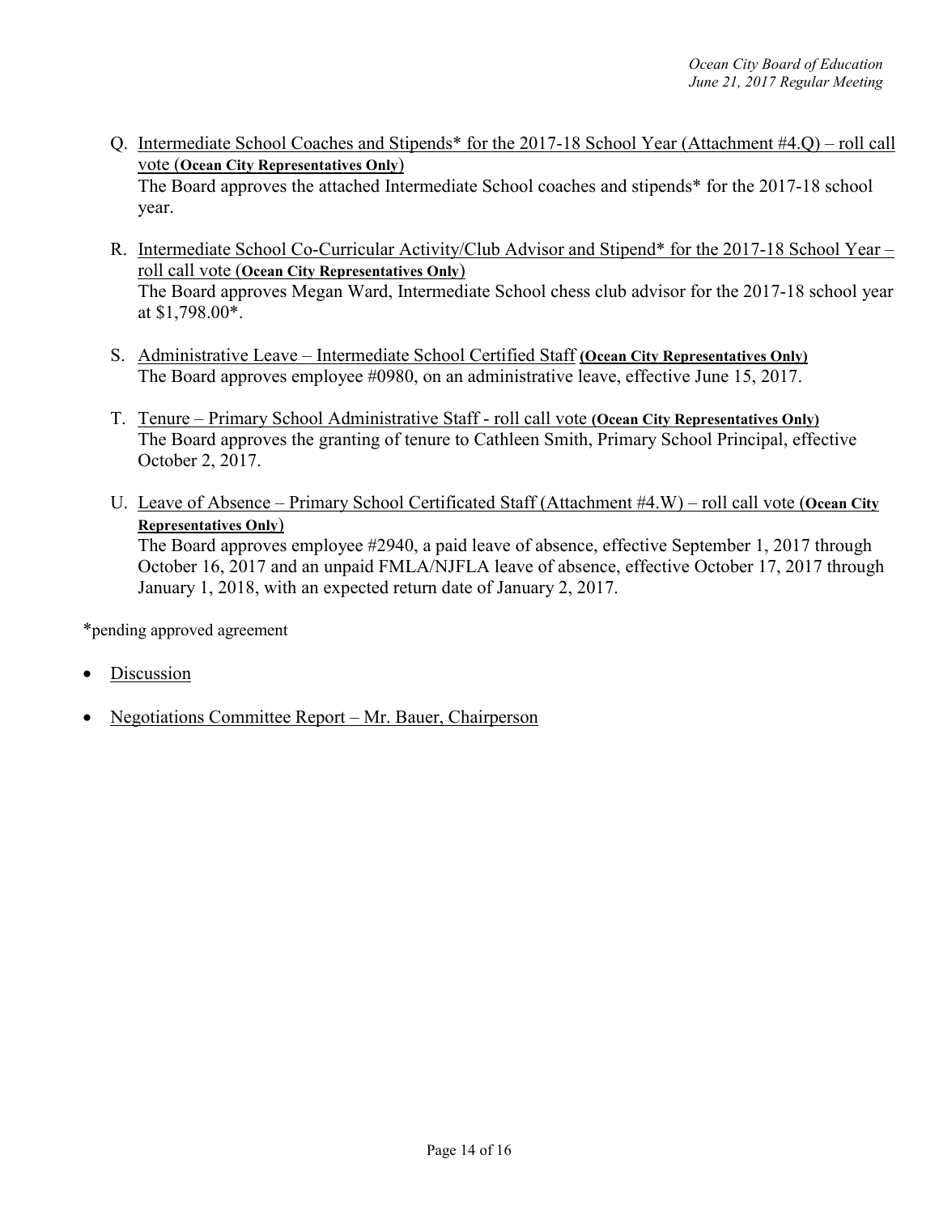Q. <u>Intermediate School Coaches and Stipends* for the 2017-18 School Year (Attachment #4.Q) – roll call vote (**Ocean City Representatives Only**)</u>
The Board approves the attached Intermediate School coaches and stipends* for the 2017-18 school year.

R. <u>Intermediate School Co-Curricular Activity/Club Advisor and Stipend* for the 2017-18 School Year – roll call vote (**Ocean City Representatives Only**)</u>
The Board approves Megan Ward, Intermediate School chess club advisor for the 2017-18 school year at $1,798.00*.

S. <u>Administrative Leave – Intermediate School Certified Staff</u> **<u>(Ocean City Representatives Only)</u>**
The Board approves employee #0980, on an administrative leave, effective June 15, 2017.

T. <u>Tenure – Primary School Administrative Staff - roll call vote</u> **<u>(Ocean City Representatives Only)</u>**
The Board approves the granting of tenure to Cathleen Smith, Primary School Principal, effective October 2, 2017.

U. <u>Leave of Absence – Primary School Certificated Staff (Attachment #4.W) – roll call vote (**Ocean City Representatives Only**)</u>
The Board approves employee #2940, a paid leave of absence, effective September 1, 2017 through October 16, 2017 and an unpaid FMLA/NJFLA leave of absence, effective October 17, 2017 through January 1, 2018, with an expected return date of January 2, 2017.

*pending approved agreement

- <u>Discussion</u>
- <u>Negotiations Committee Report – Mr. Bauer, Chairperson</u>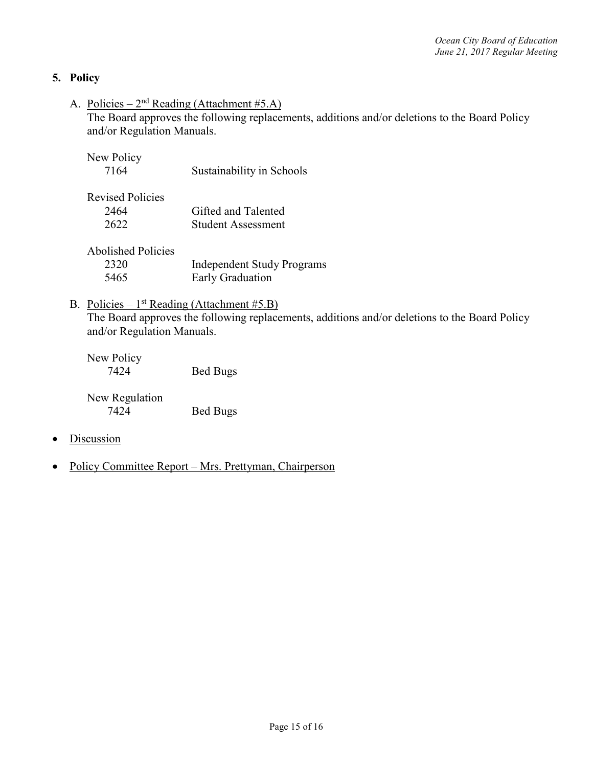## 5. Policy

A. Policies – 2nd Reading (Attachment #5.A)

The Board approves the following replacements, additions and/or deletions to the Board Policy and/or Regulation Manuals.

New Policy

| | |
|---|---|
| 7164 | Sustainability in Schools |

Revised Policies

| | |
|---|---|
| 2464 | Gifted and Talented |
| 2622 | Student Assessment |

Abolished Policies

| | |
|---|---|
| 2320 | Independent Study Programs |
| 5465 | Early Graduation |

B. Policies – 1st Reading (Attachment #5.B)

The Board approves the following replacements, additions and/or deletions to the Board Policy and/or Regulation Manuals.

New Policy

| | |
|---|---|
| 7424 | Bed Bugs |

New Regulation

| | |
|---|---|
| 7424 | Bed Bugs |

- Discussion
- Policy Committee Report – Mrs. Prettyman, Chairperson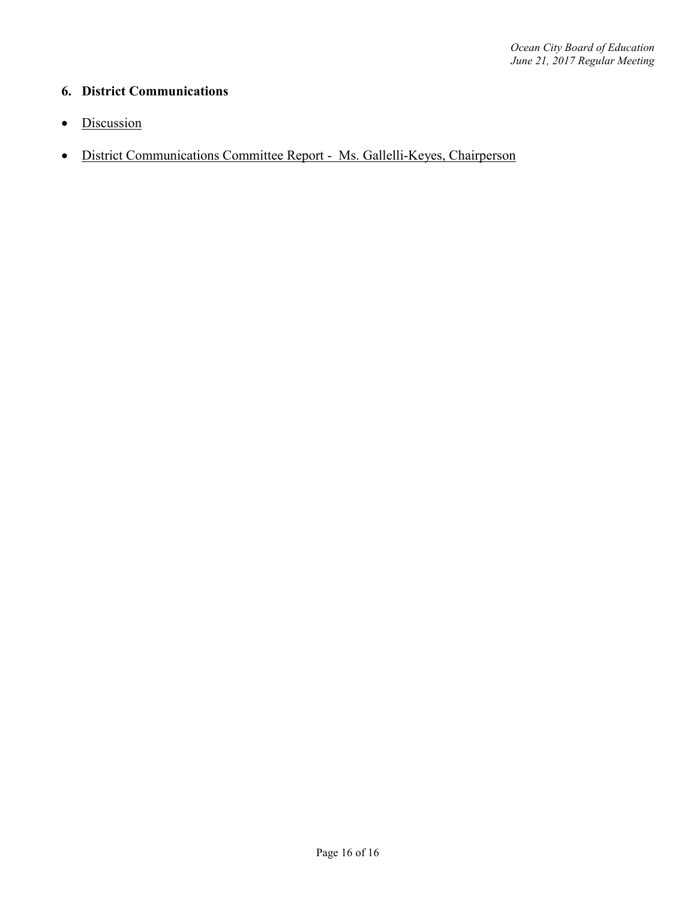## 6. District Communications

- <u>Discussion</u>

- <u>District Communications Committee Report - Ms. Gallelli-Keyes, Chairperson</u>